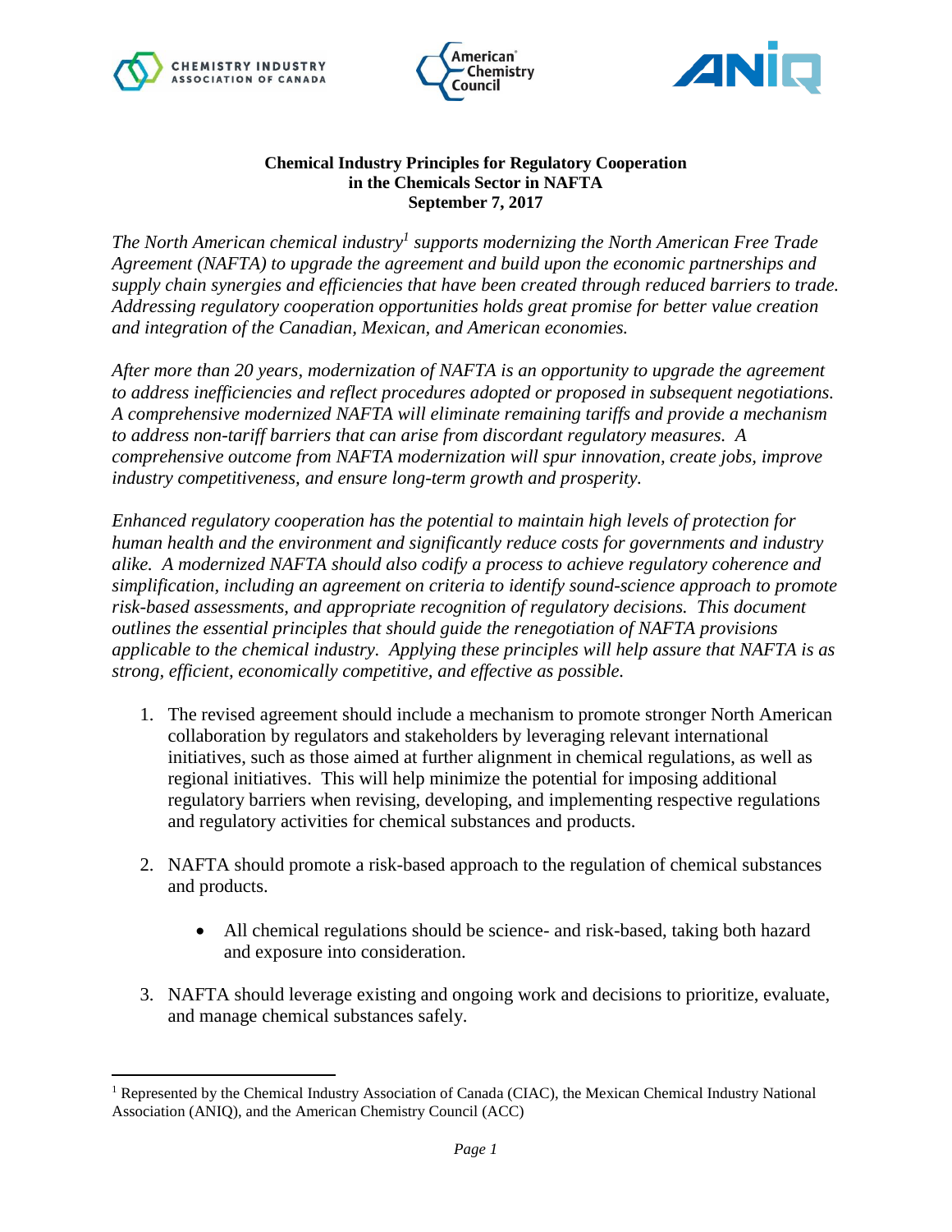**Chemical Industry Principles for Regulatory Cooperation in the Chemicals Sector in NAFTA**
**September 7, 2017**

*The North American chemical industry[1] supports modernizing the North American Free Trade Agreement (NAFTA) to upgrade the agreement and build upon the economic partnerships and supply chain synergies and efficiencies that have been created through reduced barriers to trade. Addressing regulatory cooperation opportunities holds great promise for better value creation and integration of the Canadian, Mexican, and American economies.*

*After more than 20 years, modernization of NAFTA is an opportunity to upgrade the agreement to address inefficiencies and reflect procedures adopted or proposed in subsequent negotiations. A comprehensive modernized NAFTA will eliminate remaining tariffs and provide a mechanism to address non-tariff barriers that can arise from discordant regulatory measures. A comprehensive outcome from NAFTA modernization will spur innovation, create jobs, improve industry competitiveness, and ensure long-term growth and prosperity.*

*Enhanced regulatory cooperation has the potential to maintain high levels of protection for human health and the environment and significantly reduce costs for governments and industry alike. A modernized NAFTA should also codify a process to achieve regulatory coherence and simplification, including an agreement on criteria to identify sound-science approach to promote risk-based assessments, and appropriate recognition of regulatory decisions. This document outlines the essential principles that should guide the renegotiation of NAFTA provisions applicable to the chemical industry. Applying these principles will help assure that NAFTA is as strong, efficient, economically competitive, and effective as possible.*

1. The revised agreement should include a mechanism to promote stronger North American collaboration by regulators and stakeholders by leveraging relevant international initiatives, such as those aimed at further alignment in chemical regulations, as well as regional initiatives. This will help minimize the potential for imposing additional regulatory barriers when revising, developing, and implementing respective regulations and regulatory activities for chemical substances and products.

2. NAFTA should promote a risk-based approach to the regulation of chemical substances and products.

    - All chemical regulations should be science- and risk-based, taking both hazard and exposure into consideration.

3. NAFTA should leverage existing and ongoing work and decisions to prioritize, evaluate, and manage chemical substances safely.

---

[1] Represented by the Chemical Industry Association of Canada (CIAC), the Mexican Chemical Industry National Association (ANIQ), and the American Chemistry Council (ACC)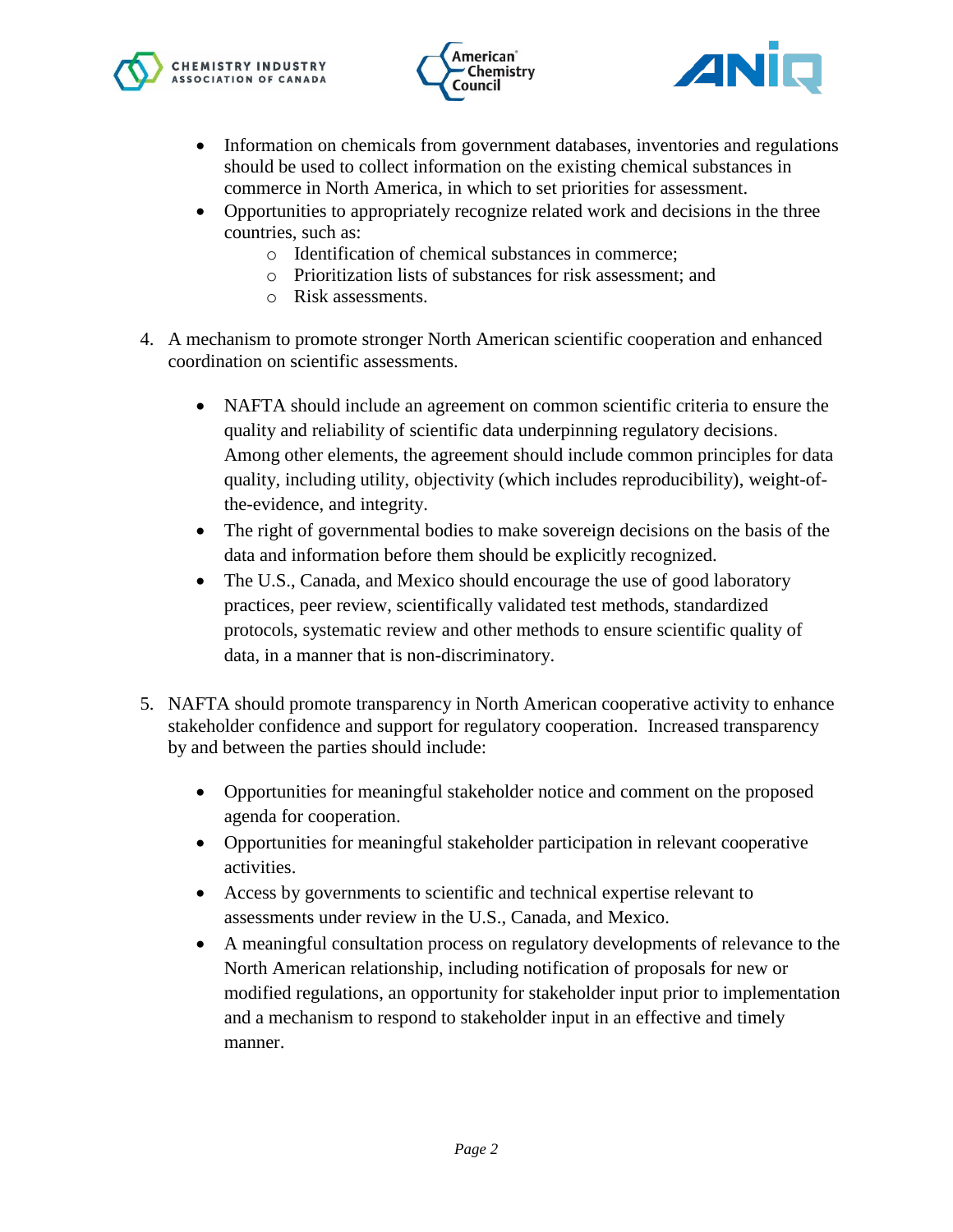- Information on chemicals from government databases, inventories and regulations should be used to collect information on the existing chemical substances in commerce in North America, in which to set priorities for assessment.
- Opportunities to appropriately recognize related work and decisions in the three countries, such as:
    - Identification of chemical substances in commerce;
    - Prioritization lists of substances for risk assessment; and
    - Risk assessments.

4. A mechanism to promote stronger North American scientific cooperation and enhanced coordination on scientific assessments.

    - NAFTA should include an agreement on common scientific criteria to ensure the quality and reliability of scientific data underpinning regulatory decisions. Among other elements, the agreement should include common principles for data quality, including utility, objectivity (which includes reproducibility), weight-of-the-evidence, and integrity.
    - The right of governmental bodies to make sovereign decisions on the basis of the data and information before them should be explicitly recognized.
    - The U.S., Canada, and Mexico should encourage the use of good laboratory practices, peer review, scientifically validated test methods, standardized protocols, systematic review and other methods to ensure scientific quality of data, in a manner that is non-discriminatory.

5. NAFTA should promote transparency in North American cooperative activity to enhance stakeholder confidence and support for regulatory cooperation. Increased transparency by and between the parties should include:

    - Opportunities for meaningful stakeholder notice and comment on the proposed agenda for cooperation.
    - Opportunities for meaningful stakeholder participation in relevant cooperative activities.
    - Access by governments to scientific and technical expertise relevant to assessments under review in the U.S., Canada, and Mexico.
    - A meaningful consultation process on regulatory developments of relevance to the North American relationship, including notification of proposals for new or modified regulations, an opportunity for stakeholder input prior to implementation and a mechanism to respond to stakeholder input in an effective and timely manner.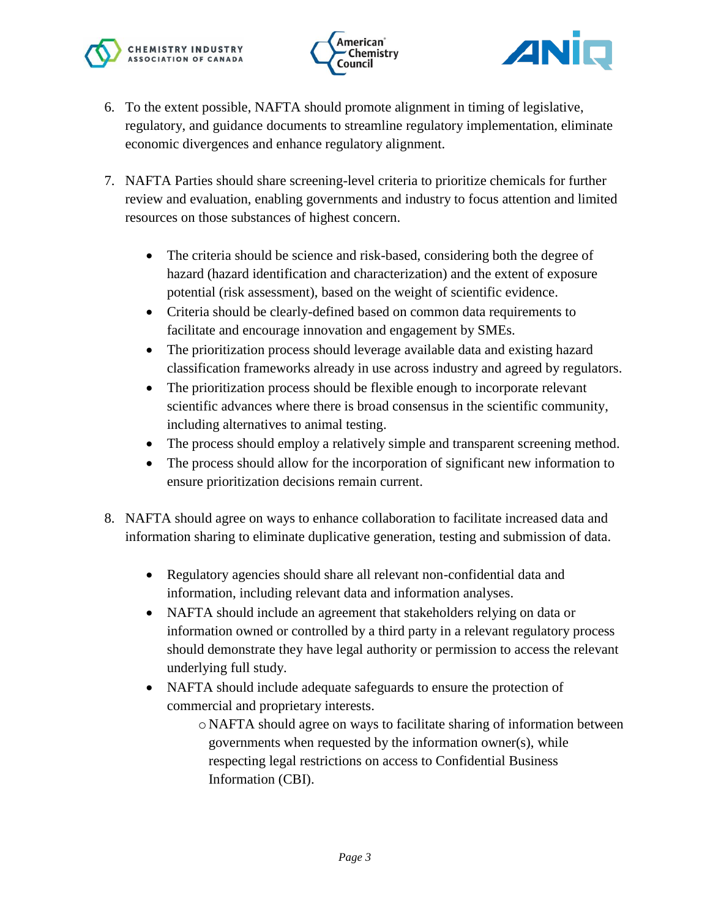6. To the extent possible, NAFTA should promote alignment in timing of legislative, regulatory, and guidance documents to streamline regulatory implementation, eliminate economic divergences and enhance regulatory alignment.

7. NAFTA Parties should share screening-level criteria to prioritize chemicals for further review and evaluation, enabling governments and industry to focus attention and limited resources on those substances of highest concern.

   - The criteria should be science and risk-based, considering both the degree of hazard (hazard identification and characterization) and the extent of exposure potential (risk assessment), based on the weight of scientific evidence.
   - Criteria should be clearly-defined based on common data requirements to facilitate and encourage innovation and engagement by SMEs.
   - The prioritization process should leverage available data and existing hazard classification frameworks already in use across industry and agreed by regulators.
   - The prioritization process should be flexible enough to incorporate relevant scientific advances where there is broad consensus in the scientific community, including alternatives to animal testing.
   - The process should employ a relatively simple and transparent screening method.
   - The process should allow for the incorporation of significant new information to ensure prioritization decisions remain current.

8. NAFTA should agree on ways to enhance collaboration to facilitate increased data and information sharing to eliminate duplicative generation, testing and submission of data.

   - Regulatory agencies should share all relevant non-confidential data and information, including relevant data and information analyses.
   - NAFTA should include an agreement that stakeholders relying on data or information owned or controlled by a third party in a relevant regulatory process should demonstrate they have legal authority or permission to access the relevant underlying full study.
   - NAFTA should include adequate safeguards to ensure the protection of commercial and proprietary interests.
     - NAFTA should agree on ways to facilitate sharing of information between governments when requested by the information owner(s), while respecting legal restrictions on access to Confidential Business Information (CBI).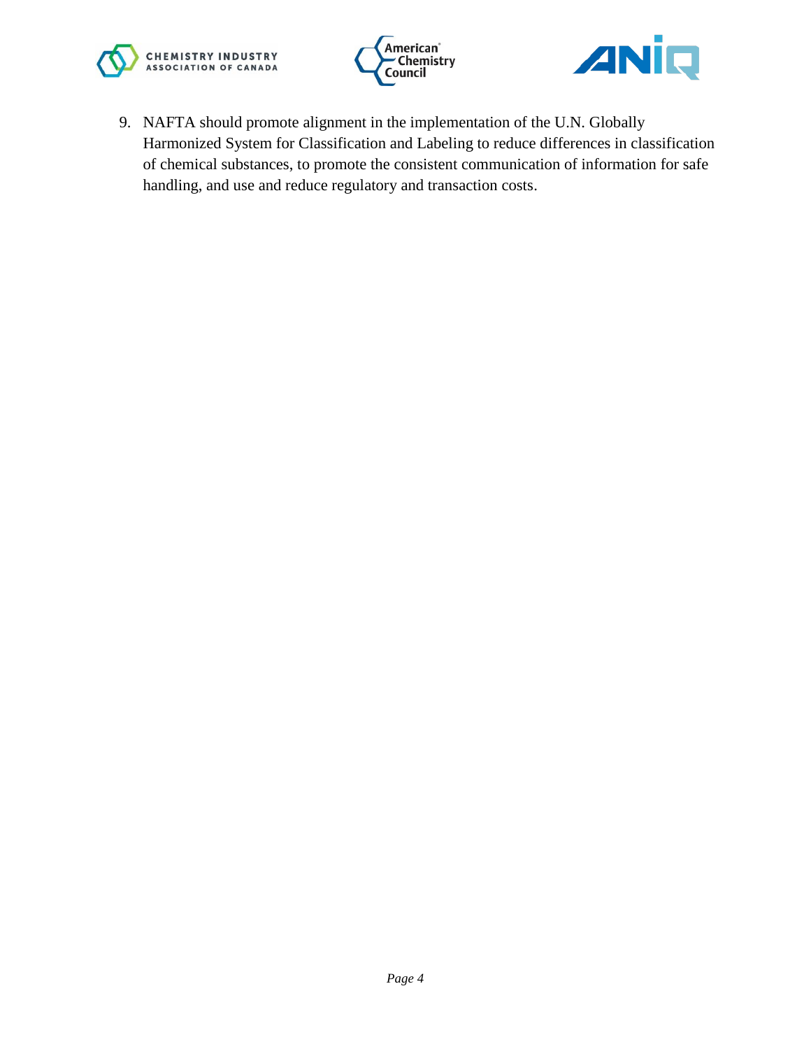9. NAFTA should promote alignment in the implementation of the U.N. Globally Harmonized System for Classification and Labeling to reduce differences in classification of chemical substances, to promote the consistent communication of information for safe handling, and use and reduce regulatory and transaction costs.